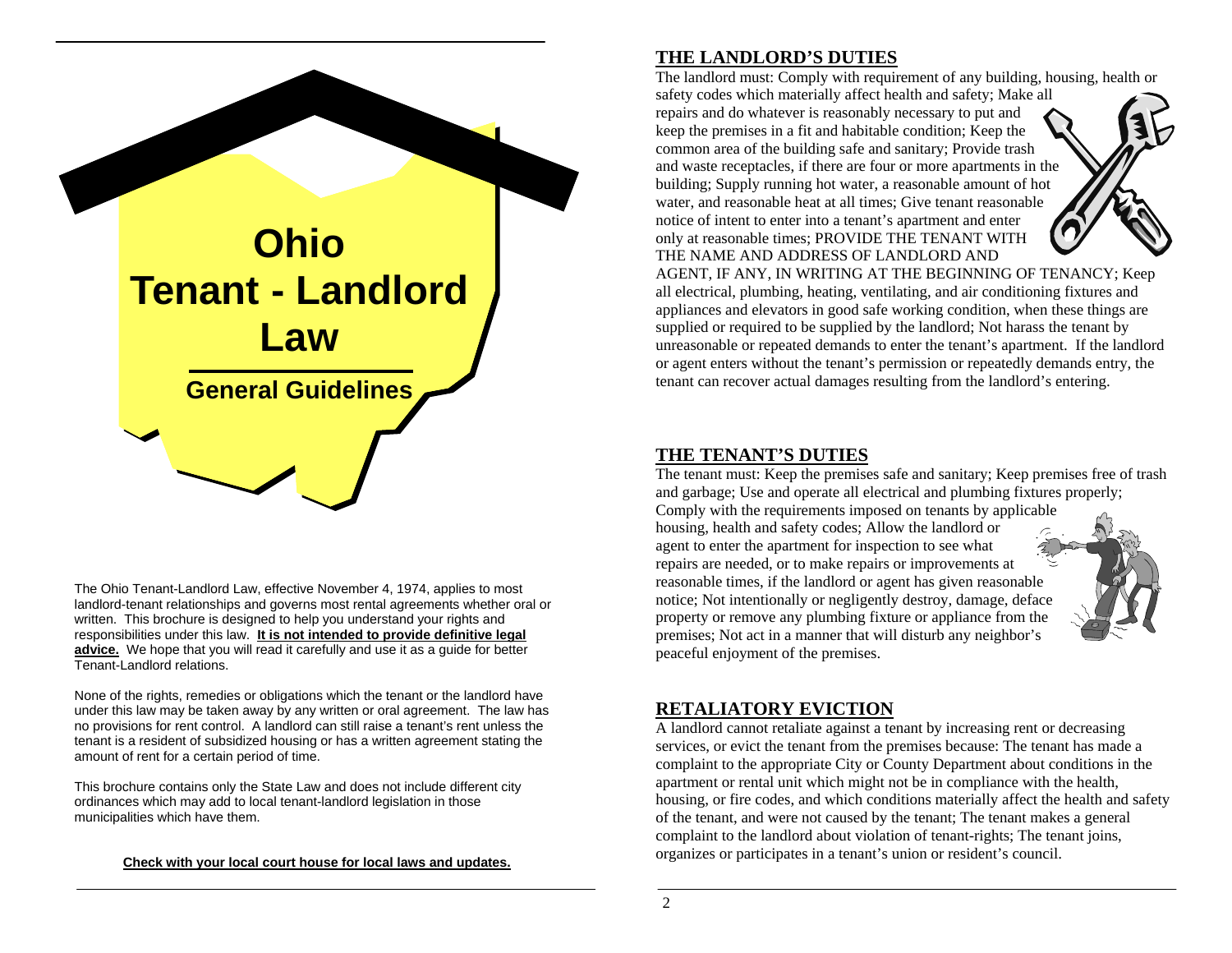# Ohio Tenant - Landlord Law

## General Guidelines

The Ohio Tenant-Landlord Law, effective November 4, 1974, applies to most landlord-tenant relationships and governs most rental agreements whether oral or written. This brochure is designed to help you understand your rights and responsibilities under this law. **It is not intended to provide definitive legal advice.** We hope that you will read it carefully and use it as a guide for better Tenant-Landlord relations.

None of the rights, remedies or obligations which the tenant or the landlord have under this law may be taken away by any written or oral agreement. The law has no provisions for rent control. A landlord can still raise a tenant's rent unless the tenant is a resident of subsidized housing or has a written agreement stating the amount of rent for a certain period of time.

This brochure contains only the State Law and does not include different city ordinances which may add to local tenant-landlord legislation in those municipalities which have them.

**Check with your local court house for local laws and updates.**

## THE LANDLORD'S DUTIES

The landlord must: Comply with requirement of any building, housing, health or safety codes which materially affect health and safety; Make all repairs and do whatever is reasonably necessary to put and keep the premises in a fit and habitable condition; Keep the common area of the building safe and sanitary; Provide trash and waste receptacles, if there are four or more apartments in the building; Supply running hot water, a reasonable amount of hot water, and reasonable heat at all times; Give tenant reasonable notice of intent to enter into a tenant's apartment and enter only at reasonable times; PROVIDE THE TENANT WITH THE NAME AND ADDRESS OF LANDLORD AND AGENT, IF ANY, IN WRITING AT THE BEGINNING OF TENANCY; Keep all electrical, plumbing, heating, ventilating, and air conditioning fixtures and appliances and elevators in good safe working condition, when these things are supplied or required to be supplied by the landlord; Not harass the tenant by unreasonable or repeated demands to enter the tenant's apartment. If the landlord or agent enters without the tenant's permission or repeatedly demands entry, the tenant can recover actual damages resulting from the landlord's entering.

## THE TENANT'S DUTIES

The tenant must: Keep the premises safe and sanitary; Keep premises free of trash and garbage; Use and operate all electrical and plumbing fixtures properly; Comply with the requirements imposed on tenants by applicable housing, health and safety codes; Allow the landlord or agent to enter the apartment for inspection to see what repairs are needed, or to make repairs or improvements at reasonable times, if the landlord or agent has given reasonable notice; Not intentionally or negligently destroy, damage, deface property or remove any plumbing fixture or appliance from the premises; Not act in a manner that will disturb any neighbor's peaceful enjoyment of the premises.

## RETALIATORY EVICTION

A landlord cannot retaliate against a tenant by increasing rent or decreasing services, or evict the tenant from the premises because: The tenant has made a complaint to the appropriate City or County Department about conditions in the apartment or rental unit which might not be in compliance with the health, housing, or fire codes, and which conditions materially affect the health and safety of the tenant, and were not caused by the tenant; The tenant makes a general complaint to the landlord about violation of tenant-rights; The tenant joins, organizes or participates in a tenant's union or resident's council.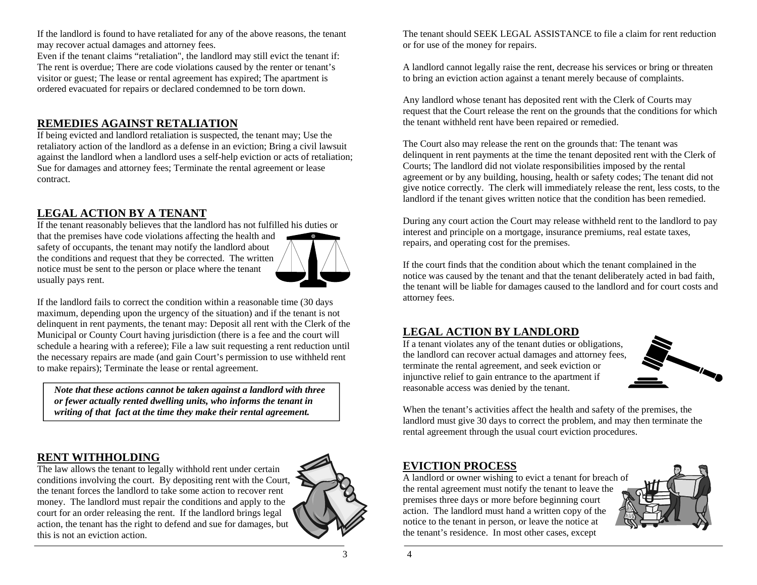If the landlord is found to have retaliated for any of the above reasons, the tenant may recover actual damages and attorney fees.
Even if the tenant claims "retaliation", the landlord may still evict the tenant if: The rent is overdue; There are code violations caused by the renter or tenant's visitor or guest; The lease or rental agreement has expired; The apartment is ordered evacuated for repairs or declared condemned to be torn down.

## REMEDIES AGAINST RETALIATION

If being evicted and landlord retaliation is suspected, the tenant may; Use the retaliatory action of the landlord as a defense in an eviction; Bring a civil lawsuit against the landlord when a landlord uses a self-help eviction or acts of retaliation; Sue for damages and attorney fees; Terminate the rental agreement or lease contract.

## LEGAL ACTION BY A TENANT

If the tenant reasonably believes that the landlord has not fulfilled his duties or that the premises have code violations affecting the health and safety of occupants, the tenant may notify the landlord about the conditions and request that they be corrected. The written notice must be sent to the person or place where the tenant usually pays rent.

If the landlord fails to correct the condition within a reasonable time (30 days maximum, depending upon the urgency of the situation) and if the tenant is not delinquent in rent payments, the tenant may: Deposit all rent with the Clerk of the Municipal or County Court having jurisdiction (there is a fee and the court will schedule a hearing with a referee); File a law suit requesting a rent reduction until the necessary repairs are made (and gain Court's permission to use withheld rent to make repairs); Terminate the lease or rental agreement.

***Note that these actions cannot be taken against a landlord with three or fewer actually rented dwelling units, who informs the tenant in writing of that fact at the time they make their rental agreement.***

## RENT WITHHOLDING

The law allows the tenant to legally withhold rent under certain conditions involving the court. By depositing rent with the Court, the tenant forces the landlord to take some action to recover rent money. The landlord must repair the conditions and apply to the court for an order releasing the rent. If the landlord brings legal action, the tenant has the right to defend and sue for damages, but this is not an eviction action.

The tenant should SEEK LEGAL ASSISTANCE to file a claim for rent reduction or for use of the money for repairs.

A landlord cannot legally raise the rent, decrease his services or bring or threaten to bring an eviction action against a tenant merely because of complaints.

Any landlord whose tenant has deposited rent with the Clerk of Courts may request that the Court release the rent on the grounds that the conditions for which the tenant withheld rent have been repaired or remedied.

The Court also may release the rent on the grounds that: The tenant was delinquent in rent payments at the time the tenant deposited rent with the Clerk of Courts; The landlord did not violate responsibilities imposed by the rental agreement or by any building, housing, health or safety codes; The tenant did not give notice correctly. The clerk will immediately release the rent, less costs, to the landlord if the tenant gives written notice that the condition has been remedied.

During any court action the Court may release withheld rent to the landlord to pay interest and principle on a mortgage, insurance premiums, real estate taxes, repairs, and operating cost for the premises.

If the court finds that the condition about which the tenant complained in the notice was caused by the tenant and that the tenant deliberately acted in bad faith, the tenant will be liable for damages caused to the landlord and for court costs and attorney fees.

## LEGAL ACTION BY LANDLORD

If a tenant violates any of the tenant duties or obligations, the landlord can recover actual damages and attorney fees, terminate the rental agreement, and seek eviction or injunctive relief to gain entrance to the apartment if reasonable access was denied by the tenant.

When the tenant's activities affect the health and safety of the premises, the landlord must give 30 days to correct the problem, and may then terminate the rental agreement through the usual court eviction procedures.

## EVICTION PROCESS

A landlord or owner wishing to evict a tenant for breach of the rental agreement must notify the tenant to leave the premises three days or more before beginning court action. The landlord must hand a written copy of the notice to the tenant in person, or leave the notice at the tenant's residence. In most other cases, except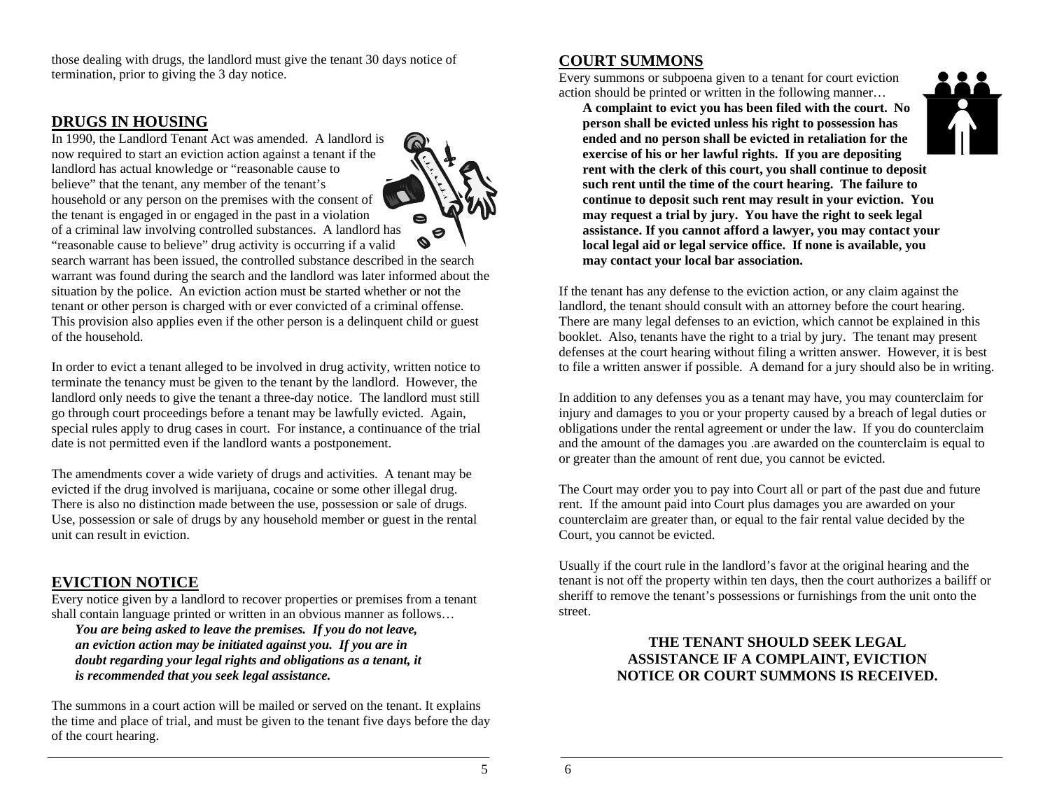those dealing with drugs, the landlord must give the tenant 30 days notice of termination, prior to giving the 3 day notice.

## DRUGS IN HOUSING

In 1990, the Landlord Tenant Act was amended. A landlord is now required to start an eviction action against a tenant if the landlord has actual knowledge or "reasonable cause to believe" that the tenant, any member of the tenant's household or any person on the premises with the consent of the tenant is engaged in or engaged in the past in a violation of a criminal law involving controlled substances. A landlord has "reasonable cause to believe" drug activity is occurring if a valid search warrant has been issued, the controlled substance described in the search warrant was found during the search and the landlord was later informed about the situation by the police. An eviction action must be started whether or not the tenant or other person is charged with or ever convicted of a criminal offense. This provision also applies even if the other person is a delinquent child or guest of the household.

In order to evict a tenant alleged to be involved in drug activity, written notice to terminate the tenancy must be given to the tenant by the landlord. However, the landlord only needs to give the tenant a three-day notice. The landlord must still go through court proceedings before a tenant may be lawfully evicted. Again, special rules apply to drug cases in court. For instance, a continuance of the trial date is not permitted even if the landlord wants a postponement.

The amendments cover a wide variety of drugs and activities. A tenant may be evicted if the drug involved is marijuana, cocaine or some other illegal drug. There is also no distinction made between the use, possession or sale of drugs. Use, possession or sale of drugs by any household member or guest in the rental unit can result in eviction.

## EVICTION NOTICE

Every notice given by a landlord to recover properties or premises from a tenant shall contain language printed or written in an obvious manner as follows…

> ***You are being asked to leave the premises. If you do not leave, an eviction action may be initiated against you. If you are in doubt regarding your legal rights and obligations as a tenant, it is recommended that you seek legal assistance.***

The summons in a court action will be mailed or served on the tenant. It explains the time and place of trial, and must be given to the tenant five days before the day of the court hearing.

## COURT SUMMONS

Every summons or subpoena given to a tenant for court eviction action should be printed or written in the following manner…

> **A complaint to evict you has been filed with the court. No person shall be evicted unless his right to possession has ended and no person shall be evicted in retaliation for the exercise of his or her lawful rights. If you are depositing rent with the clerk of this court, you shall continue to deposit such rent until the time of the court hearing. The failure to continue to deposit such rent may result in your eviction. You may request a trial by jury. You have the right to seek legal assistance. If you cannot afford a lawyer, you may contact your local legal aid or legal service office. If none is available, you may contact your local bar association.**

If the tenant has any defense to the eviction action, or any claim against the landlord, the tenant should consult with an attorney before the court hearing. There are many legal defenses to an eviction, which cannot be explained in this booklet. Also, tenants have the right to a trial by jury. The tenant may present defenses at the court hearing without filing a written answer. However, it is best to file a written answer if possible. A demand for a jury should also be in writing.

In addition to any defenses you as a tenant may have, you may counterclaim for injury and damages to you or your property caused by a breach of legal duties or obligations under the rental agreement or under the law. If you do counterclaim and the amount of the damages you .are awarded on the counterclaim is equal to or greater than the amount of rent due, you cannot be evicted.

The Court may order you to pay into Court all or part of the past due and future rent. If the amount paid into Court plus damages you are awarded on your counterclaim are greater than, or equal to the fair rental value decided by the Court, you cannot be evicted.

Usually if the court rule in the landlord's favor at the original hearing and the tenant is not off the property within ten days, then the court authorizes a bailiff or sheriff to remove the tenant's possessions or furnishings from the unit onto the street.

**THE TENANT SHOULD SEEK LEGAL ASSISTANCE IF A COMPLAINT, EVICTION NOTICE OR COURT SUMMONS IS RECEIVED.**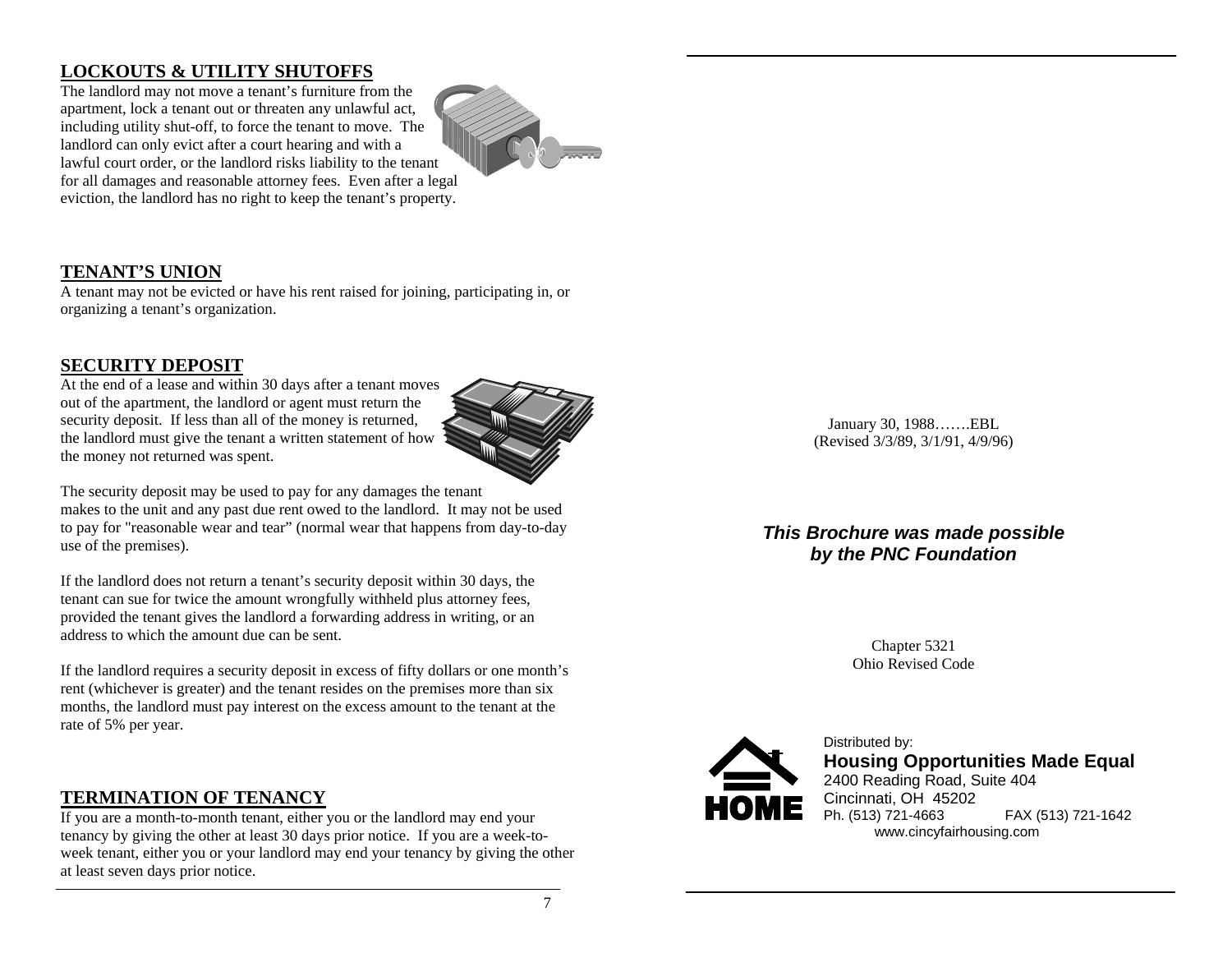## LOCKOUTS & UTILITY SHUTOFFS

The landlord may not move a tenant's furniture from the apartment, lock a tenant out or threaten any unlawful act, including utility shut-off, to force the tenant to move. The landlord can only evict after a court hearing and with a lawful court order, or the landlord risks liability to the tenant for all damages and reasonable attorney fees. Even after a legal eviction, the landlord has no right to keep the tenant's property.

## TENANT'S UNION

A tenant may not be evicted or have his rent raised for joining, participating in, or organizing a tenant's organization.

## SECURITY DEPOSIT

At the end of a lease and within 30 days after a tenant moves out of the apartment, the landlord or agent must return the security deposit. If less than all of the money is returned, the landlord must give the tenant a written statement of how the money not returned was spent.

The security deposit may be used to pay for any damages the tenant makes to the unit and any past due rent owed to the landlord. It may not be used to pay for "reasonable wear and tear" (normal wear that happens from day-to-day use of the premises).

If the landlord does not return a tenant's security deposit within 30 days, the tenant can sue for twice the amount wrongfully withheld plus attorney fees, provided the tenant gives the landlord a forwarding address in writing, or an address to which the amount due can be sent.

If the landlord requires a security deposit in excess of fifty dollars or one month's rent (whichever is greater) and the tenant resides on the premises more than six months, the landlord must pay interest on the excess amount to the tenant at the rate of 5% per year.

## TERMINATION OF TENANCY

If you are a month-to-month tenant, either you or the landlord may end your tenancy by giving the other at least 30 days prior notice. If you are a week-to-week tenant, either you or your landlord may end your tenancy by giving the other at least seven days prior notice.

January 30, 1988…….EBL
(Revised 3/3/89, 3/1/91, 4/9/96)

***This Brochure was made possible by the PNC Foundation***

Chapter 5321
Ohio Revised Code

HOME

Distributed by:
**Housing Opportunities Made Equal**
2400 Reading Road, Suite 404
Cincinnati, OH 45202
Ph. (513) 721-4663 FAX (513) 721-1642
www.cincyfairhousing.com